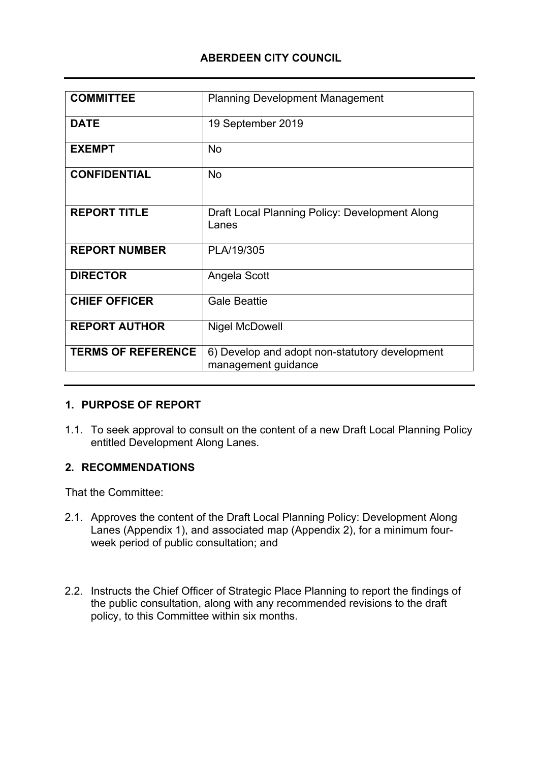# ABERDEEN CITY COUNCIL

| | |
|---|---|
| **COMMITTEE** | Planning Development Management |
| **DATE** | 19 September 2019 |
| **EXEMPT** | No |
| **CONFIDENTIAL** | No |
| **REPORT TITLE** | Draft Local Planning Policy: Development Along Lanes |
| **REPORT NUMBER** | PLA/19/305 |
| **DIRECTOR** | Angela Scott |
| **CHIEF OFFICER** | Gale Beattie |
| **REPORT AUTHOR** | Nigel McDowell |
| **TERMS OF REFERENCE** | 6) Develop and adopt non-statutory development management guidance |

## 1. PURPOSE OF REPORT

1.1. To seek approval to consult on the content of a new Draft Local Planning Policy entitled Development Along Lanes.

## 2. RECOMMENDATIONS

That the Committee:

2.1. Approves the content of the Draft Local Planning Policy: Development Along Lanes (Appendix 1), and associated map (Appendix 2), for a minimum four-week period of public consultation; and

2.2. Instructs the Chief Officer of Strategic Place Planning to report the findings of the public consultation, along with any recommended revisions to the draft policy, to this Committee within six months.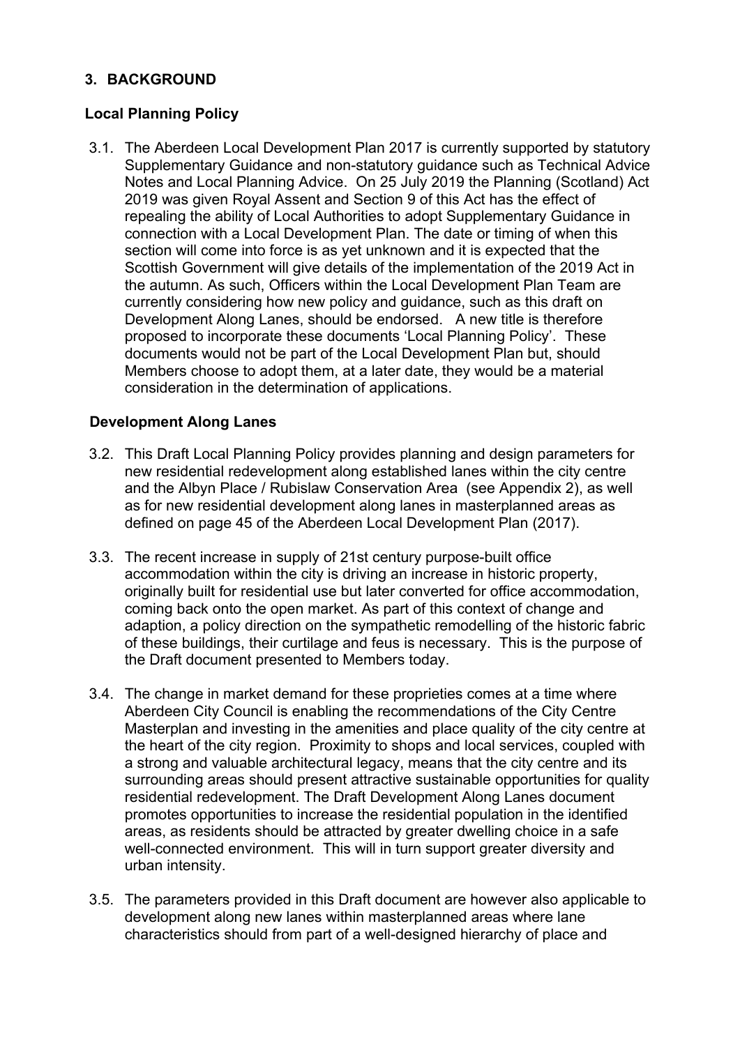## 3. BACKGROUND

### Local Planning Policy

3.1. The Aberdeen Local Development Plan 2017 is currently supported by statutory Supplementary Guidance and non-statutory guidance such as Technical Advice Notes and Local Planning Advice. On 25 July 2019 the Planning (Scotland) Act 2019 was given Royal Assent and Section 9 of this Act has the effect of repealing the ability of Local Authorities to adopt Supplementary Guidance in connection with a Local Development Plan. The date or timing of when this section will come into force is as yet unknown and it is expected that the Scottish Government will give details of the implementation of the 2019 Act in the autumn. As such, Officers within the Local Development Plan Team are currently considering how new policy and guidance, such as this draft on Development Along Lanes, should be endorsed. A new title is therefore proposed to incorporate these documents 'Local Planning Policy'. These documents would not be part of the Local Development Plan but, should Members choose to adopt them, at a later date, they would be a material consideration in the determination of applications.

### Development Along Lanes

3.2. This Draft Local Planning Policy provides planning and design parameters for new residential redevelopment along established lanes within the city centre and the Albyn Place / Rubislaw Conservation Area (see Appendix 2), as well as for new residential development along lanes in masterplanned areas as defined on page 45 of the Aberdeen Local Development Plan (2017).

3.3. The recent increase in supply of 21st century purpose-built office accommodation within the city is driving an increase in historic property, originally built for residential use but later converted for office accommodation, coming back onto the open market. As part of this context of change and adaption, a policy direction on the sympathetic remodelling of the historic fabric of these buildings, their curtilage and feus is necessary. This is the purpose of the Draft document presented to Members today.

3.4. The change in market demand for these proprieties comes at a time where Aberdeen City Council is enabling the recommendations of the City Centre Masterplan and investing in the amenities and place quality of the city centre at the heart of the city region. Proximity to shops and local services, coupled with a strong and valuable architectural legacy, means that the city centre and its surrounding areas should present attractive sustainable opportunities for quality residential redevelopment. The Draft Development Along Lanes document promotes opportunities to increase the residential population in the identified areas, as residents should be attracted by greater dwelling choice in a safe well-connected environment. This will in turn support greater diversity and urban intensity.

3.5. The parameters provided in this Draft document are however also applicable to development along new lanes within masterplanned areas where lane characteristics should from part of a well-designed hierarchy of place and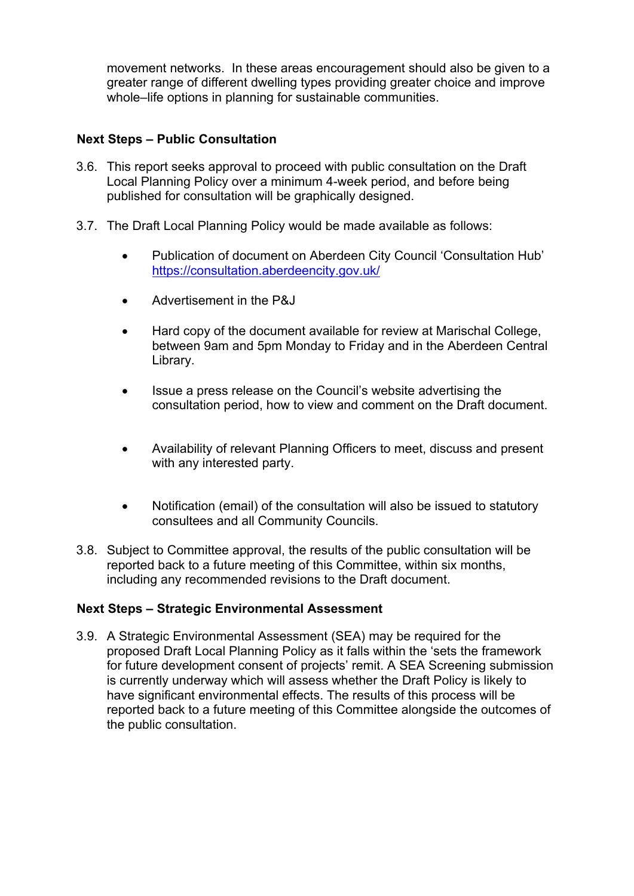movement networks. In these areas encouragement should also be given to a greater range of different dwelling types providing greater choice and improve whole–life options in planning for sustainable communities.

**Next Steps – Public Consultation**

3.6. This report seeks approval to proceed with public consultation on the Draft Local Planning Policy over a minimum 4-week period, and before being published for consultation will be graphically designed.

3.7. The Draft Local Planning Policy would be made available as follows:

- Publication of document on Aberdeen City Council 'Consultation Hub' https://consultation.aberdeencity.gov.uk/
- Advertisement in the P&J
- Hard copy of the document available for review at Marischal College, between 9am and 5pm Monday to Friday and in the Aberdeen Central Library.
- Issue a press release on the Council's website advertising the consultation period, how to view and comment on the Draft document.
- Availability of relevant Planning Officers to meet, discuss and present with any interested party.
- Notification (email) of the consultation will also be issued to statutory consultees and all Community Councils.

3.8. Subject to Committee approval, the results of the public consultation will be reported back to a future meeting of this Committee, within six months, including any recommended revisions to the Draft document.

**Next Steps – Strategic Environmental Assessment**

3.9. A Strategic Environmental Assessment (SEA) may be required for the proposed Draft Local Planning Policy as it falls within the 'sets the framework for future development consent of projects' remit. A SEA Screening submission is currently underway which will assess whether the Draft Policy is likely to have significant environmental effects. The results of this process will be reported back to a future meeting of this Committee alongside the outcomes of the public consultation.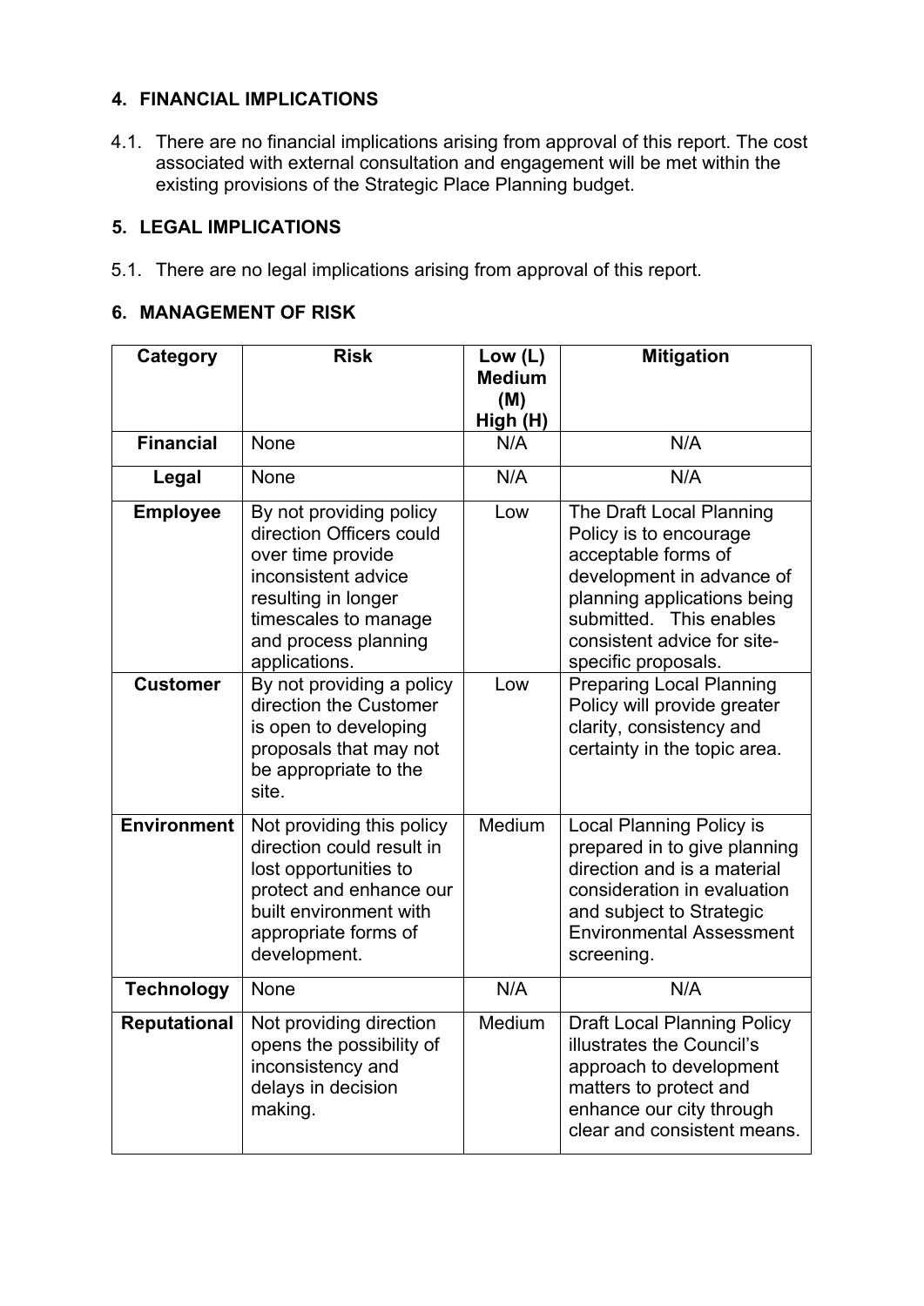## 4. FINANCIAL IMPLICATIONS

4.1. There are no financial implications arising from approval of this report. The cost associated with external consultation and engagement will be met within the existing provisions of the Strategic Place Planning budget.

## 5. LEGAL IMPLICATIONS

5.1. There are no legal implications arising from approval of this report.

## 6. MANAGEMENT OF RISK

| Category | Risk | Low (L) Medium (M) High (H) | Mitigation |
|---|---|---|---|
| **Financial** | None | N/A | N/A |
| **Legal** | None | N/A | N/A |
| **Employee** | By not providing policy direction Officers could over time provide inconsistent advice resulting in longer timescales to manage and process planning applications. | Low | The Draft Local Planning Policy is to encourage acceptable forms of development in advance of planning applications being submitted. This enables consistent advice for site-specific proposals. |
| **Customer** | By not providing a policy direction the Customer is open to developing proposals that may not be appropriate to the site. | Low | Preparing Local Planning Policy will provide greater clarity, consistency and certainty in the topic area. |
| **Environment** | Not providing this policy direction could result in lost opportunities to protect and enhance our built environment with appropriate forms of development. | Medium | Local Planning Policy is prepared in to give planning direction and is a material consideration in evaluation and subject to Strategic Environmental Assessment screening. |
| **Technology** | None | N/A | N/A |
| **Reputational** | Not providing direction opens the possibility of inconsistency and delays in decision making. | Medium | Draft Local Planning Policy illustrates the Council's approach to development matters to protect and enhance our city through clear and consistent means. |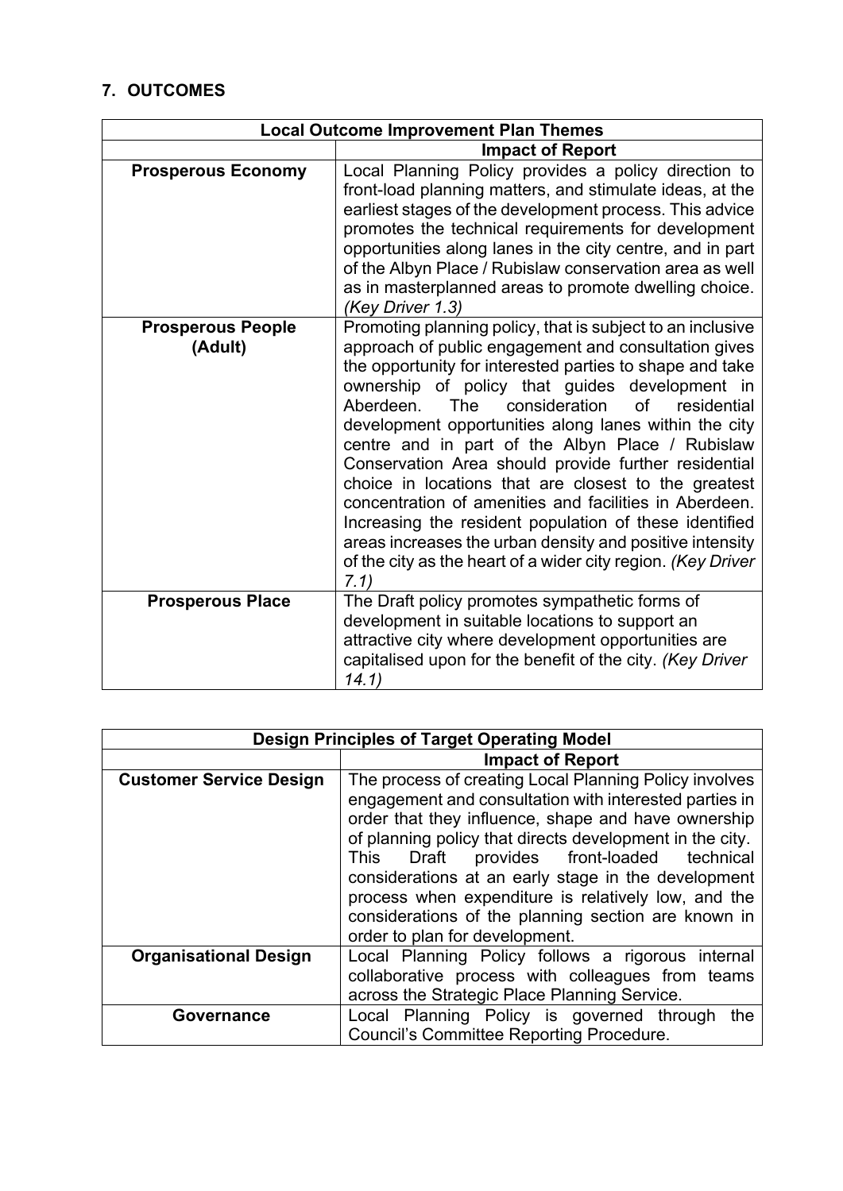## 7. OUTCOMES

| Local Outcome Improvement Plan Themes | |
|---|---|
| | **Impact of Report** |
| **Prosperous Economy** | Local Planning Policy provides a policy direction to front-load planning matters, and stimulate ideas, at the earliest stages of the development process. This advice promotes the technical requirements for development opportunities along lanes in the city centre, and in part of the Albyn Place / Rubislaw conservation area as well as in masterplanned areas to promote dwelling choice. *(Key Driver 1.3)* |
| **Prosperous People (Adult)** | Promoting planning policy, that is subject to an inclusive approach of public engagement and consultation gives the opportunity for interested parties to shape and take ownership of policy that guides development in Aberdeen. The consideration of residential development opportunities along lanes within the city centre and in part of the Albyn Place / Rubislaw Conservation Area should provide further residential choice in locations that are closest to the greatest concentration of amenities and facilities in Aberdeen. Increasing the resident population of these identified areas increases the urban density and positive intensity of the city as the heart of a wider city region. *(Key Driver 7.1)* |
| **Prosperous Place** | The Draft policy promotes sympathetic forms of development in suitable locations to support an attractive city where development opportunities are capitalised upon for the benefit of the city. *(Key Driver 14.1)* |

| Design Principles of Target Operating Model | |
|---|---|
| | **Impact of Report** |
| **Customer Service Design** | The process of creating Local Planning Policy involves engagement and consultation with interested parties in order that they influence, shape and have ownership of planning policy that directs development in the city. This Draft provides front-loaded technical considerations at an early stage in the development process when expenditure is relatively low, and the considerations of the planning section are known in order to plan for development. |
| **Organisational Design** | Local Planning Policy follows a rigorous internal collaborative process with colleagues from teams across the Strategic Place Planning Service. |
| **Governance** | Local Planning Policy is governed through the Council's Committee Reporting Procedure. |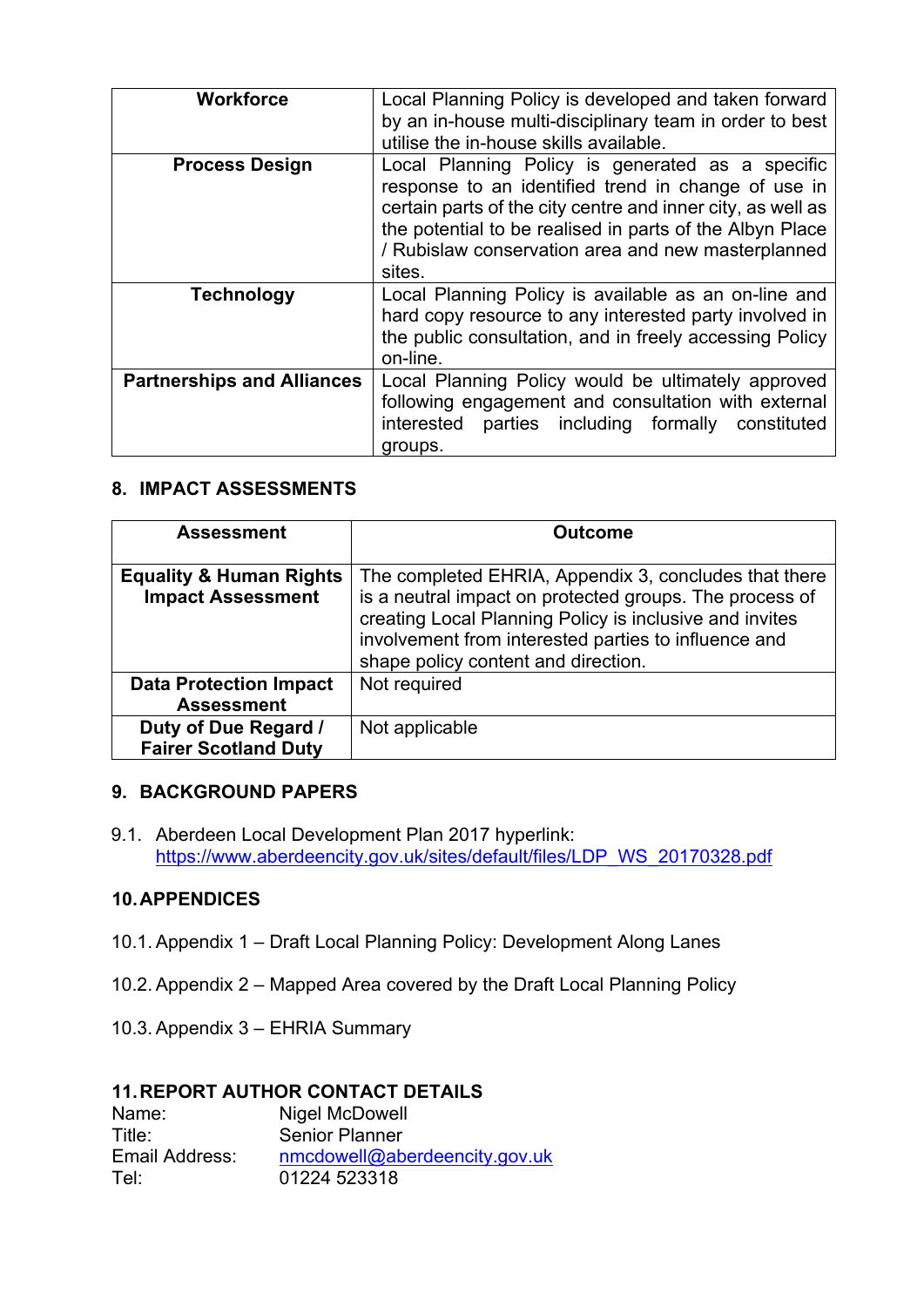| | |
|---|---|
| **Workforce** | Local Planning Policy is developed and taken forward by an in-house multi-disciplinary team in order to best utilise the in-house skills available. |
| **Process Design** | Local Planning Policy is generated as a specific response to an identified trend in change of use in certain parts of the city centre and inner city, as well as the potential to be realised in parts of the Albyn Place / Rubislaw conservation area and new masterplanned sites. |
| **Technology** | Local Planning Policy is available as an on-line and hard copy resource to any interested party involved in the public consultation, and in freely accessing Policy on-line. |
| **Partnerships and Alliances** | Local Planning Policy would be ultimately approved following engagement and consultation with external interested parties including formally constituted groups. |

## 8. IMPACT ASSESSMENTS

| Assessment | Outcome |
|---|---|
| **Equality & Human Rights Impact Assessment** | The completed EHRIA, Appendix 3, concludes that there is a neutral impact on protected groups. The process of creating Local Planning Policy is inclusive and invites involvement from interested parties to influence and shape policy content and direction. |
| **Data Protection Impact Assessment** | Not required |
| **Duty of Due Regard / Fairer Scotland Duty** | Not applicable |

## 9. BACKGROUND PAPERS

9.1. Aberdeen Local Development Plan 2017 hyperlink: https://www.aberdeencity.gov.uk/sites/default/files/LDP_WS_20170328.pdf

## 10. APPENDICES

10.1. Appendix 1 – Draft Local Planning Policy: Development Along Lanes

10.2. Appendix 2 – Mapped Area covered by the Draft Local Planning Policy

10.3. Appendix 3 – EHRIA Summary

## 11. REPORT AUTHOR CONTACT DETAILS

| | |
|---|---|
| Name: | Nigel McDowell |
| Title: | Senior Planner |
| Email Address: | nmcdowell@aberdeencity.gov.uk |
| Tel: | 01224 523318 |